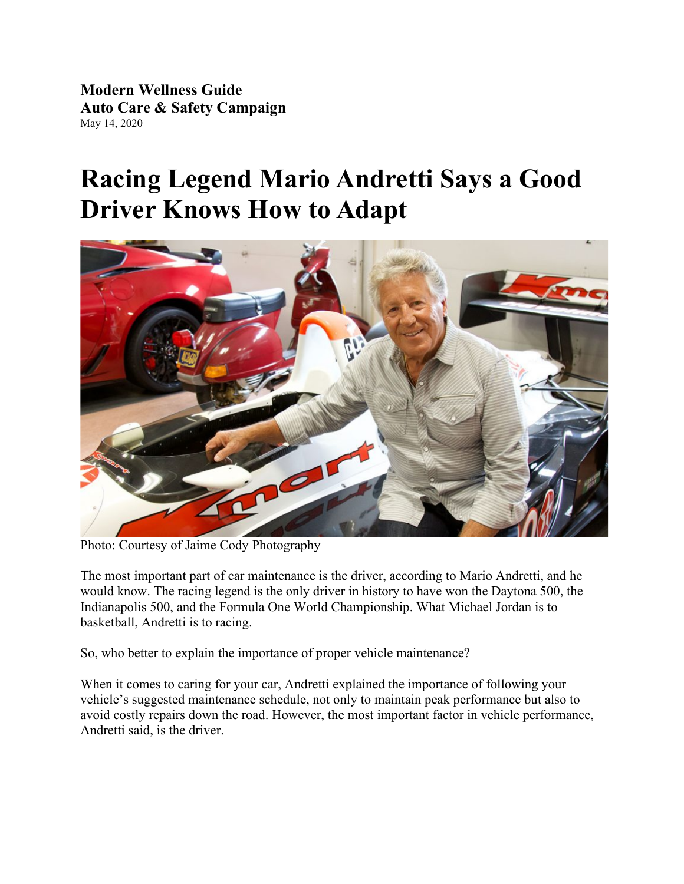**Modern Wellness Guide**
**Auto Care & Safety Campaign**
May 14, 2020

# Racing Legend Mario Andretti Says a Good Driver Knows How to Adapt

Photo: Courtesy of Jaime Cody Photography

The most important part of car maintenance is the driver, according to Mario Andretti, and he would know. The racing legend is the only driver in history to have won the Daytona 500, the Indianapolis 500, and the Formula One World Championship. What Michael Jordan is to basketball, Andretti is to racing.

So, who better to explain the importance of proper vehicle maintenance?

When it comes to caring for your car, Andretti explained the importance of following your vehicle's suggested maintenance schedule, not only to maintain peak performance but also to avoid costly repairs down the road. However, the most important factor in vehicle performance, Andretti said, is the driver.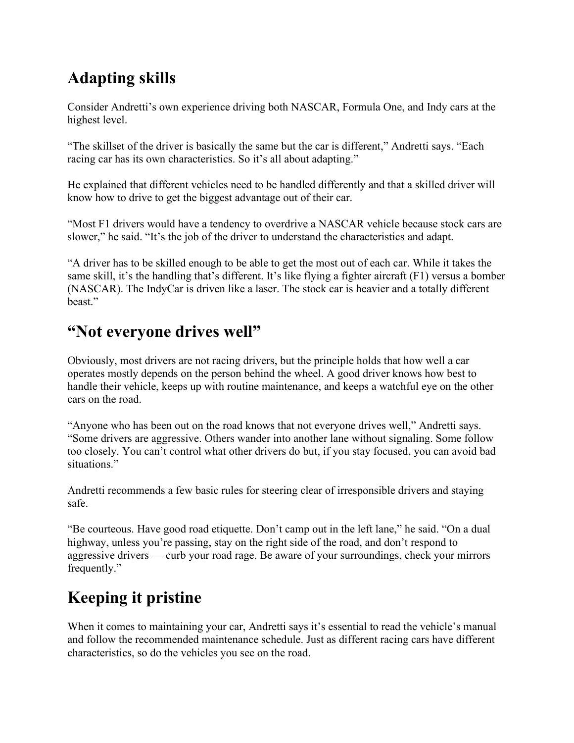## Adapting skills

Consider Andretti's own experience driving both NASCAR, Formula One, and Indy cars at the highest level.

"The skillset of the driver is basically the same but the car is different," Andretti says. "Each racing car has its own characteristics. So it's all about adapting."

He explained that different vehicles need to be handled differently and that a skilled driver will know how to drive to get the biggest advantage out of their car.

"Most F1 drivers would have a tendency to overdrive a NASCAR vehicle because stock cars are slower," he said. "It's the job of the driver to understand the characteristics and adapt.

"A driver has to be skilled enough to be able to get the most out of each car. While it takes the same skill, it's the handling that's different. It's like flying a fighter aircraft (F1) versus a bomber (NASCAR). The IndyCar is driven like a laser. The stock car is heavier and a totally different beast."

## "Not everyone drives well"

Obviously, most drivers are not racing drivers, but the principle holds that how well a car operates mostly depends on the person behind the wheel. A good driver knows how best to handle their vehicle, keeps up with routine maintenance, and keeps a watchful eye on the other cars on the road.

"Anyone who has been out on the road knows that not everyone drives well," Andretti says. "Some drivers are aggressive. Others wander into another lane without signaling. Some follow too closely. You can't control what other drivers do but, if you stay focused, you can avoid bad situations."

Andretti recommends a few basic rules for steering clear of irresponsible drivers and staying safe.

"Be courteous. Have good road etiquette. Don't camp out in the left lane," he said. "On a dual highway, unless you're passing, stay on the right side of the road, and don't respond to aggressive drivers — curb your road rage. Be aware of your surroundings, check your mirrors frequently."

## Keeping it pristine

When it comes to maintaining your car, Andretti says it's essential to read the vehicle's manual and follow the recommended maintenance schedule. Just as different racing cars have different characteristics, so do the vehicles you see on the road.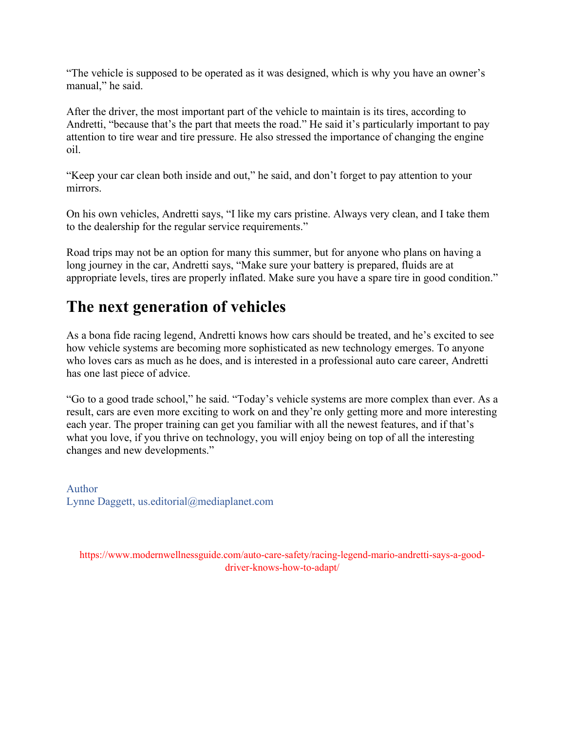“The vehicle is supposed to be operated as it was designed, which is why you have an owner’s manual,” he said.

After the driver, the most important part of the vehicle to maintain is its tires, according to Andretti, “because that’s the part that meets the road.” He said it’s particularly important to pay attention to tire wear and tire pressure. He also stressed the importance of changing the engine oil.

“Keep your car clean both inside and out,” he said, and don’t forget to pay attention to your mirrors.

On his own vehicles, Andretti says, “I like my cars pristine. Always very clean, and I take them to the dealership for the regular service requirements.”

Road trips may not be an option for many this summer, but for anyone who plans on having a long journey in the car, Andretti says, “Make sure your battery is prepared, fluids are at appropriate levels, tires are properly inflated. Make sure you have a spare tire in good condition.”

## The next generation of vehicles

As a bona fide racing legend, Andretti knows how cars should be treated, and he’s excited to see how vehicle systems are becoming more sophisticated as new technology emerges. To anyone who loves cars as much as he does, and is interested in a professional auto care career, Andretti has one last piece of advice.

“Go to a good trade school,” he said. “Today’s vehicle systems are more complex than ever. As a result, cars are even more exciting to work on and they’re only getting more and more interesting each year. The proper training can get you familiar with all the newest features, and if that’s what you love, if you thrive on technology, you will enjoy being on top of all the interesting changes and new developments.”

Author
Lynne Daggett, us.editorial@mediaplanet.com

https://www.modernwellnessguide.com/auto-care-safety/racing-legend-mario-andretti-says-a-good-driver-knows-how-to-adapt/